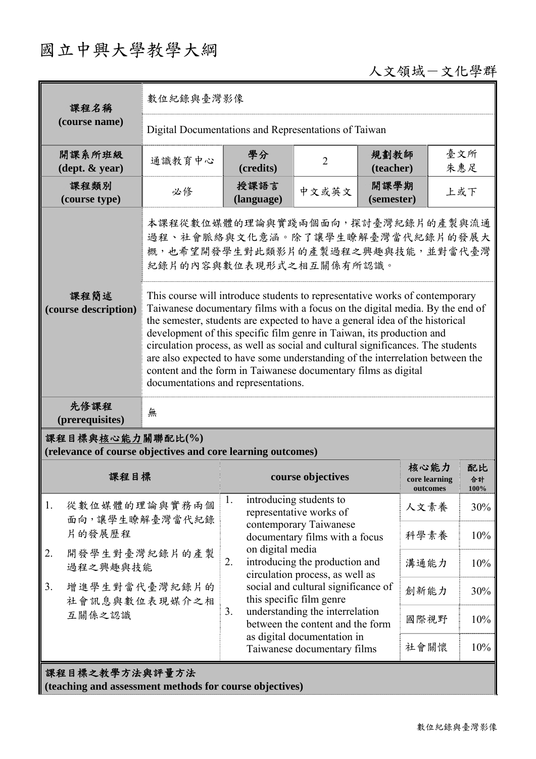# 國立中興大學教學大綱

人文領域－文化學群

| 課程名稱 (course name) | 數位紀錄與臺灣影像 | | | | |
|---|---|---|---|---|---|
| | Digital Documentations and Representations of Taiwan | | | | |
| 開課系所班級 (dept. & year) | 通識教育中心 | 學分 (credits) | 2 | 規劃教師 (teacher) | 臺文所 朱惠足 |
| 課程類別 (course type) | 必修 | 授課語言 (language) | 中文或英文 | 開課學期 (semester) | 上或下 |
| 課程簡述 (course description) | 本課程從數位媒體的理論與實踐兩個面向，探討臺灣紀錄片的產製與流通過程、社會脈絡與文化意涵。除了讓學生瞭解臺灣當代紀錄片的發展大概，也希望開發學生對此類影片的產製過程之興趣與技能，並對當代臺灣紀錄片的內容與數位表現形式之相互關係有所認識。 | | | | |
| | This course will introduce students to representative works of contemporary Taiwanese documentary films with a focus on the digital media. By the end of the semester, students are expected to have a general idea of the historical development of this specific film genre in Taiwan, its production and circulation process, as well as social and cultural significances. The students are also expected to have some understanding of the interrelation between the content and the form in Taiwanese documentary films as digital documentations and representations. | | | | |
| 先修課程 (prerequisites) | 無 | | | | |

## 課程目標與核心能力關聯配比(%) (relevance of course objectives and core learning outcomes)

| 課程目標 | course objectives | 核心能力 core learning outcomes | 配比 合計 100% |
|---|---|---|---|
| 1. 從數位媒體的理論與實務兩個面向，讓學生瞭解臺灣當代紀錄片的發展歷程<br>2. 開發學生對臺灣紀錄片的產製過程之興趣與技能<br>3. 增進學生對當代臺灣紀錄片的社會訊息與數位表現媒介之相互關係之認識 | 1. introducing students to representative works of contemporary Taiwanese documentary films with a focus on digital media<br>2. introducing the production and circulation process, as well as social and cultural significance of this specific film genre<br>3. understanding the interrelation between the content and the form as digital documentation in Taiwanese documentary films | 人文素養 | 30% |
| | | 科學素養 | 10% |
| | | 溝通能力 | 10% |
| | | 創新能力 | 30% |
| | | 國際視野 | 10% |
| | | 社會關懷 | 10% |

## 課程目標之教學方法與評量方法 (teaching and assessment methods for course objectives)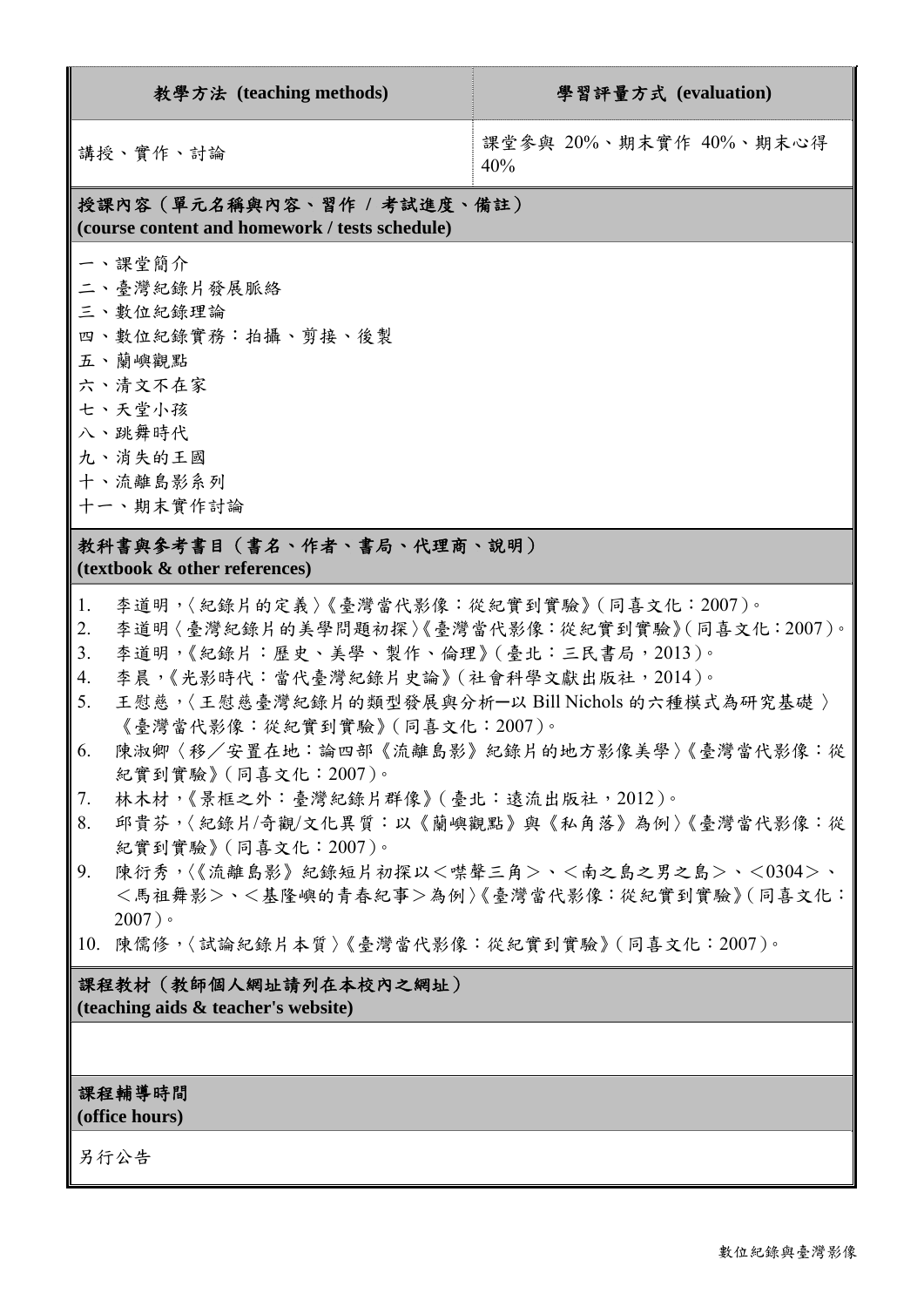| 教學方法 (teaching methods) | 學習評量方式 (evaluation) |
|---|---|
| 講授、實作、討論 | 課堂參與 20%、期末實作 40%、期末心得 40% |

**授課內容（單元名稱與內容、習作 / 考試進度、備註）**
**(course content and homework / tests schedule)**

一、課堂簡介
二、臺灣紀錄片發展脈絡
三、數位紀錄理論
四、數位紀錄實務：拍攝、剪接、後製
五、蘭嶼觀點
六、清文不在家
七、天堂小孩
八、跳舞時代
九、消失的王國
十、流離島影系列
十一、期末實作討論

**教科書與參考書目（書名、作者、書局、代理商、說明）**
**(textbook & other references)**

1. 李道明，〈紀錄片的定義〉《臺灣當代影像：從紀實到實驗》(同喜文化：2007)。
2. 李道明〈臺灣紀錄片的美學問題初探〉《臺灣當代影像：從紀實到實驗》(同喜文化：2007)。
3. 李道明，《紀錄片：歷史、美學、製作、倫理》(臺北：三民書局，2013)。
4. 李晨，《光影時代：當代臺灣紀錄片史論》(社會科學文獻出版社，2014)。
5. 王慰慈，〈王慰慈臺灣紀錄片的類型發展與分析─以 Bill Nichols 的六種模式為研究基礎〉《臺灣當代影像：從紀實到實驗》(同喜文化：2007)。
6. 陳淑卿〈移／安置在地：論四部《流離島影》紀錄片的地方影像美學〉《臺灣當代影像：從紀實到實驗》(同喜文化：2007)。
7. 林木材，《景框之外：臺灣紀錄片群像》(臺北：遠流出版社，2012)。
8. 邱貴芬，〈紀錄片/奇觀/文化異質：以《蘭嶼觀點》與《私角落》為例〉《臺灣當代影像：從紀實到實驗》(同喜文化：2007)。
9. 陳衍秀，〈《流離島影》紀錄短片初探以＜喋聲三角＞、＜南之島之男之島＞、＜0304＞、＜馬祖舞影＞、＜基隆嶼的青春紀事＞為例〉《臺灣當代影像：從紀實到實驗》(同喜文化：2007)。
10. 陳儒修，〈試論紀錄片本質〉《臺灣當代影像：從紀實到實驗》(同喜文化：2007)。

**課程教材（教師個人網址請列在本校內之網址）**
**(teaching aids & teacher's website)**

**課程輔導時間**
**(office hours)**

另行公告